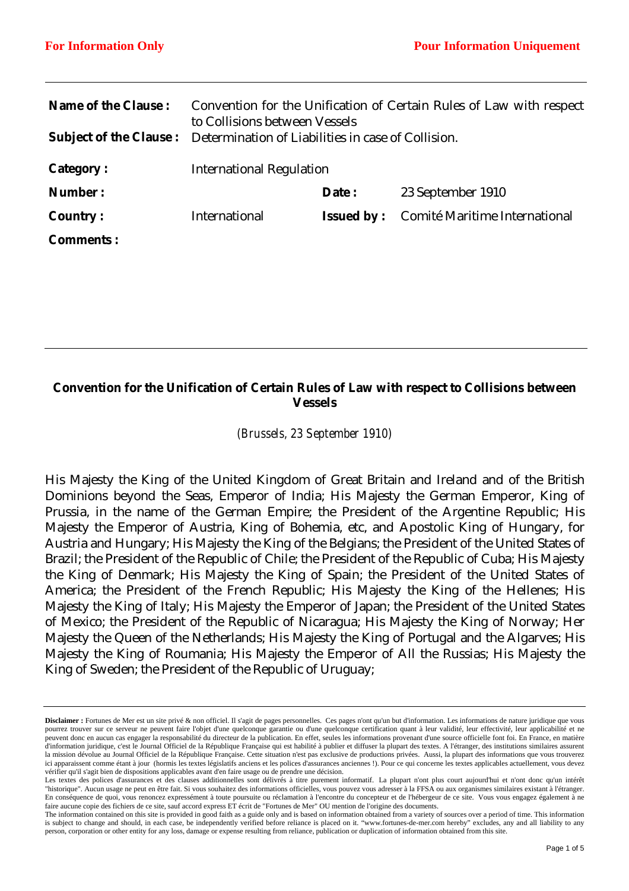**For Information Only** **Pour Information Uniquement**

| | | | |
|---|---|---|---|
| **Name of the Clause :** | Convention for the Unification of Certain Rules of Law with respect to Collisions between Vessels | | |
| **Subject of the Clause :** | Determination of Liabilities in case of Collision. | | |
| **Category :** | International Regulation | | |
| **Number :** | | **Date :** | 23 September 1910 |
| **Country :** | International | **Issued by :** | Comité Maritime International |
| **Comments :** | | | |

## Convention for the Unification of Certain Rules of Law with respect to Collisions between Vessels

*(Brussels, 23 September 1910)*

His Majesty the King of the United Kingdom of Great Britain and Ireland and of the British Dominions beyond the Seas, Emperor of India; His Majesty the German Emperor, King of Prussia, in the name of the German Empire; the President of the Argentine Republic; His Majesty the Emperor of Austria, King of Bohemia, etc, and Apostolic King of Hungary, for Austria and Hungary; His Majesty the King of the Belgians; the President of the United States of Brazil; the President of the Republic of Chile; the President of the Republic of Cuba; His Majesty the King of Denmark; His Majesty the King of Spain; the President of the United States of America; the President of the French Republic; His Majesty the King of the Hellenes; His Majesty the King of Italy; His Majesty the Emperor of Japan; the President of the United States of Mexico; the President of the Republic of Nicaragua; His Majesty the King of Norway; Her Majesty the Queen of the Netherlands; His Majesty the King of Portugal and the Algarves; His Majesty the King of Roumania; His Majesty the Emperor of All the Russias; His Majesty the King of Sweden; the President of the Republic of Uruguay;

**Disclaimer :** Fortunes de Mer est un site privé & non officiel. Il s'agit de pages personnelles. Ces pages n'ont qu'un but d'information. Les informations de nature juridique que vous pourrez trouver sur ce serveur ne peuvent faire l'objet d'une quelconque garantie ou d'une quelconque certification quant à leur validité, leur effectivité, leur applicabilité et ne peuvent donc en aucun cas engager la responsabilité du directeur de la publication. En effet, seules les informations provenant d'une source officielle font foi. En France, en matière d'information juridique, c'est le Journal Officiel de la République Française qui est habilité à publier et diffuser la plupart des textes. A l'étranger, des institutions similaires assurent la mission dévolue au Journal Officiel de la République Française. Cette situation n'est pas exclusive de productions privées. Aussi, la plupart des informations que vous trouverez ici apparaissent comme étant à jour (hormis les textes législatifs anciens et les polices d'assurances anciennes !). Pour ce qui concerne les textes applicables actuellement, vous devez vérifier qu'il s'agit bien de dispositions applicables avant d'en faire usage ou de prendre une décision.
Les textes des polices d'assurances et des clauses additionnelles sont délivrés à titre purement informatif. La plupart n'ont plus court aujourd'hui et n'ont donc qu'un intérêt "historique". Aucun usage ne peut en être fait. Si vous souhaitez des informations officielles, vous pouvez vous adresser à la FFSA ou aux organismes similaires existant à l'étranger. En conséquence de quoi, vous renoncez expressément à toute poursuite ou réclamation à l'encontre du concepteur et de l'hébergeur de ce site. Vous vous engagez également à ne faire aucune copie des fichiers de ce site, sauf accord express ET écrit de "Fortunes de Mer" OU mention de l'origine des documents.
The information contained on this site is provided in good faith as a guide only and is based on information obtained from a variety of sources over a period of time. This information is subject to change and should, in each case, be independently verified before reliance is placed on it. "www.fortunes-de-mer.com hereby" excludes, any and all liability to any person, corporation or other entity for any loss, damage or expense resulting from reliance, publication or duplication of information obtained from this site.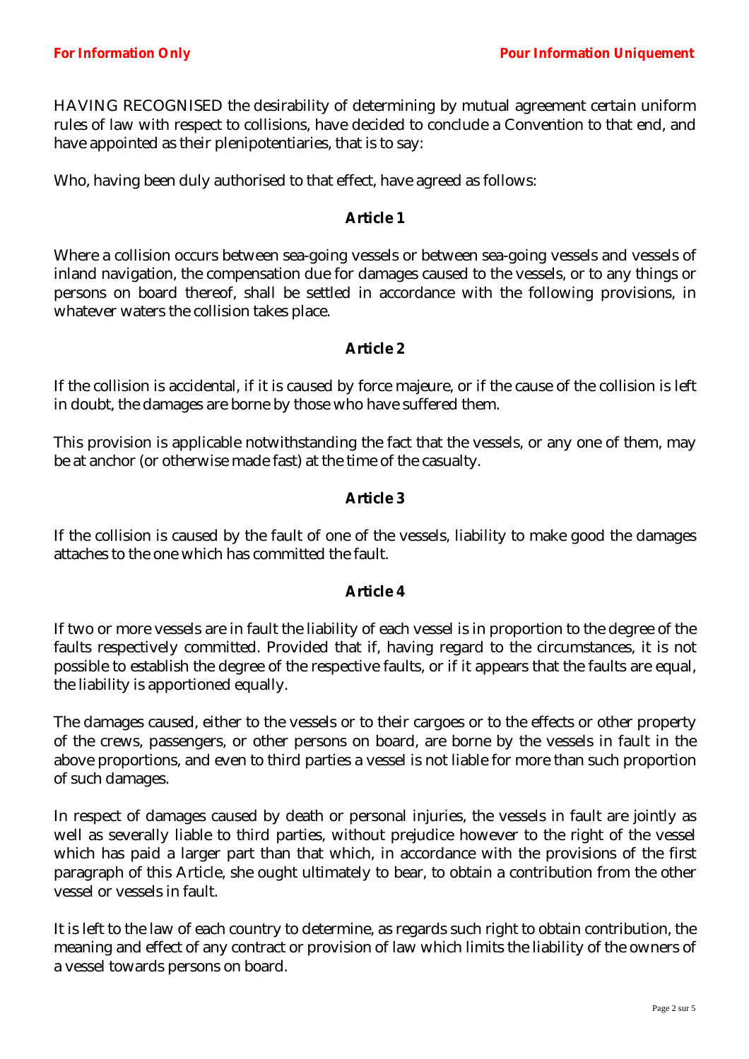HAVING RECOGNISED the desirability of determining by mutual agreement certain uniform rules of law with respect to collisions, have decided to conclude a Convention to that end, and have appointed as their plenipotentiaries, that is to say:

Who, having been duly authorised to that effect, have agreed as follows:

## Article 1

Where a collision occurs between sea-going vessels or between sea-going vessels and vessels of inland navigation, the compensation due for damages caused to the vessels, or to any things or persons on board thereof, shall be settled in accordance with the following provisions, in whatever waters the collision takes place.

## Article 2

If the collision is accidental, if it is caused by force majeure, or if the cause of the collision is left in doubt, the damages are borne by those who have suffered them.

This provision is applicable notwithstanding the fact that the vessels, or any one of them, may be at anchor (or otherwise made fast) at the time of the casualty.

## Article 3

If the collision is caused by the fault of one of the vessels, liability to make good the damages attaches to the one which has committed the fault.

## Article 4

If two or more vessels are in fault the liability of each vessel is in proportion to the degree of the faults respectively committed. Provided that if, having regard to the circumstances, it is not possible to establish the degree of the respective faults, or if it appears that the faults are equal, the liability is apportioned equally.

The damages caused, either to the vessels or to their cargoes or to the effects or other property of the crews, passengers, or other persons on board, are borne by the vessels in fault in the above proportions, and even to third parties a vessel is not liable for more than such proportion of such damages.

In respect of damages caused by death or personal injuries, the vessels in fault are jointly as well as severally liable to third parties, without prejudice however to the right of the vessel which has paid a larger part than that which, in accordance with the provisions of the first paragraph of this Article, she ought ultimately to bear, to obtain a contribution from the other vessel or vessels in fault.

It is left to the law of each country to determine, as regards such right to obtain contribution, the meaning and effect of any contract or provision of law which limits the liability of the owners of a vessel towards persons on board.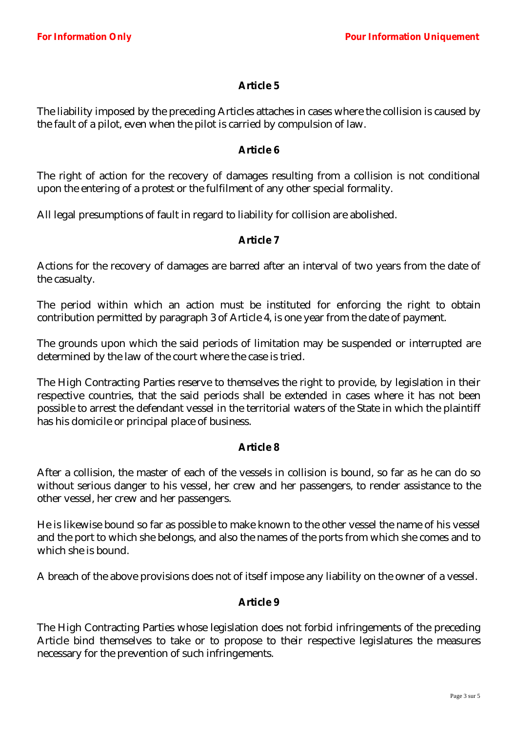## Article 5

The liability imposed by the preceding Articles attaches in cases where the collision is caused by the fault of a pilot, even when the pilot is carried by compulsion of law.

## Article 6

The right of action for the recovery of damages resulting from a collision is not conditional upon the entering of a protest or the fulfilment of any other special formality.

All legal presumptions of fault in regard to liability for collision are abolished.

## Article 7

Actions for the recovery of damages are barred after an interval of two years from the date of the casualty.

The period within which an action must be instituted for enforcing the right to obtain contribution permitted by paragraph 3 of Article 4, is one year from the date of payment.

The grounds upon which the said periods of limitation may be suspended or interrupted are determined by the law of the court where the case is tried.

The High Contracting Parties reserve to themselves the right to provide, by legislation in their respective countries, that the said periods shall be extended in cases where it has not been possible to arrest the defendant vessel in the territorial waters of the State in which the plaintiff has his domicile or principal place of business.

## Article 8

After a collision, the master of each of the vessels in collision is bound, so far as he can do so without serious danger to his vessel, her crew and her passengers, to render assistance to the other vessel, her crew and her passengers.

He is likewise bound so far as possible to make known to the other vessel the name of his vessel and the port to which she belongs, and also the names of the ports from which she comes and to which she is bound.

A breach of the above provisions does not of itself impose any liability on the owner of a vessel.

## Article 9

The High Contracting Parties whose legislation does not forbid infringements of the preceding Article bind themselves to take or to propose to their respective legislatures the measures necessary for the prevention of such infringements.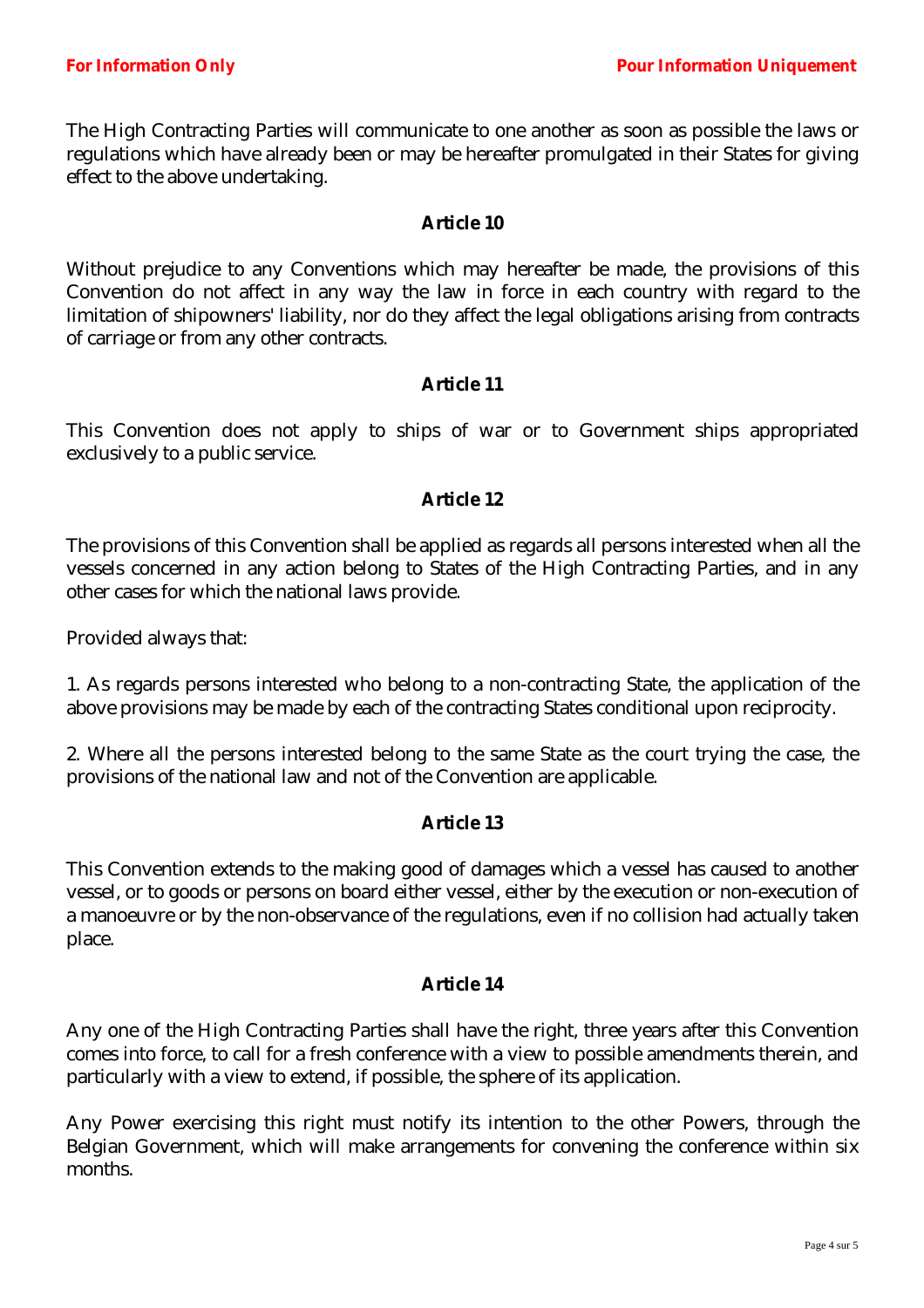The High Contracting Parties will communicate to one another as soon as possible the laws or regulations which have already been or may be hereafter promulgated in their States for giving effect to the above undertaking.

**Article 10**

Without prejudice to any Conventions which may hereafter be made, the provisions of this Convention do not affect in any way the law in force in each country with regard to the limitation of shipowners' liability, nor do they affect the legal obligations arising from contracts of carriage or from any other contracts.

**Article 11**

This Convention does not apply to ships of war or to Government ships appropriated exclusively to a public service.

**Article 12**

The provisions of this Convention shall be applied as regards all persons interested when all the vessels concerned in any action belong to States of the High Contracting Parties, and in any other cases for which the national laws provide.

Provided always that:

1. As regards persons interested who belong to a non-contracting State, the application of the above provisions may be made by each of the contracting States conditional upon reciprocity.

2. Where all the persons interested belong to the same State as the court trying the case, the provisions of the national law and not of the Convention are applicable.

**Article 13**

This Convention extends to the making good of damages which a vessel has caused to another vessel, or to goods or persons on board either vessel, either by the execution or non-execution of a manoeuvre or by the non-observance of the regulations, even if no collision had actually taken place.

**Article 14**

Any one of the High Contracting Parties shall have the right, three years after this Convention comes into force, to call for a fresh conference with a view to possible amendments therein, and particularly with a view to extend, if possible, the sphere of its application.

Any Power exercising this right must notify its intention to the other Powers, through the Belgian Government, which will make arrangements for convening the conference within six months.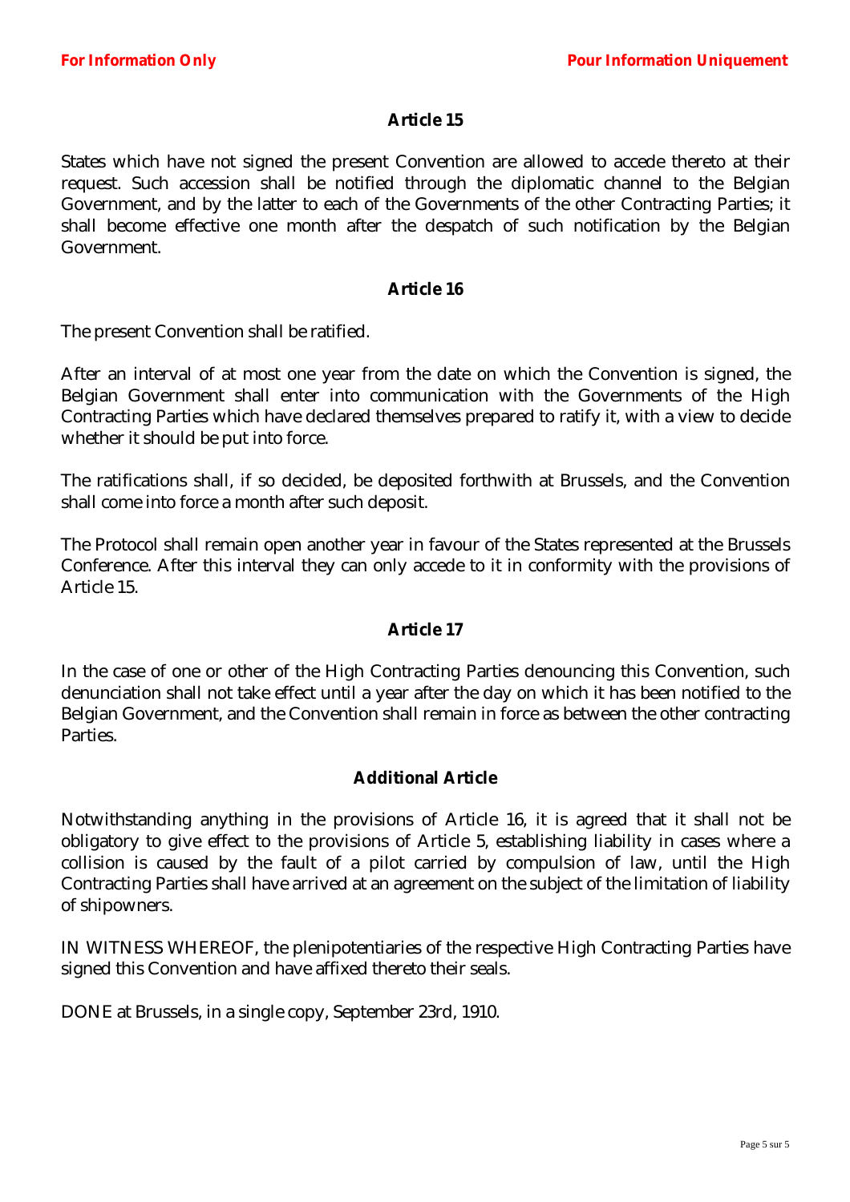## Article 15

States which have not signed the present Convention are allowed to accede thereto at their request. Such accession shall be notified through the diplomatic channel to the Belgian Government, and by the latter to each of the Governments of the other Contracting Parties; it shall become effective one month after the despatch of such notification by the Belgian Government.

## Article 16

The present Convention shall be ratified.

After an interval of at most one year from the date on which the Convention is signed, the Belgian Government shall enter into communication with the Governments of the High Contracting Parties which have declared themselves prepared to ratify it, with a view to decide whether it should be put into force.

The ratifications shall, if so decided, be deposited forthwith at Brussels, and the Convention shall come into force a month after such deposit.

The Protocol shall remain open another year in favour of the States represented at the Brussels Conference. After this interval they can only accede to it in conformity with the provisions of Article 15.

## Article 17

In the case of one or other of the High Contracting Parties denouncing this Convention, such denunciation shall not take effect until a year after the day on which it has been notified to the Belgian Government, and the Convention shall remain in force as between the other contracting Parties.

## Additional Article

Notwithstanding anything in the provisions of Article 16, it is agreed that it shall not be obligatory to give effect to the provisions of Article 5, establishing liability in cases where a collision is caused by the fault of a pilot carried by compulsion of law, until the High Contracting Parties shall have arrived at an agreement on the subject of the limitation of liability of shipowners.

IN WITNESS WHEREOF, the plenipotentiaries of the respective High Contracting Parties have signed this Convention and have affixed thereto their seals.

DONE at Brussels, in a single copy, September 23rd, 1910.